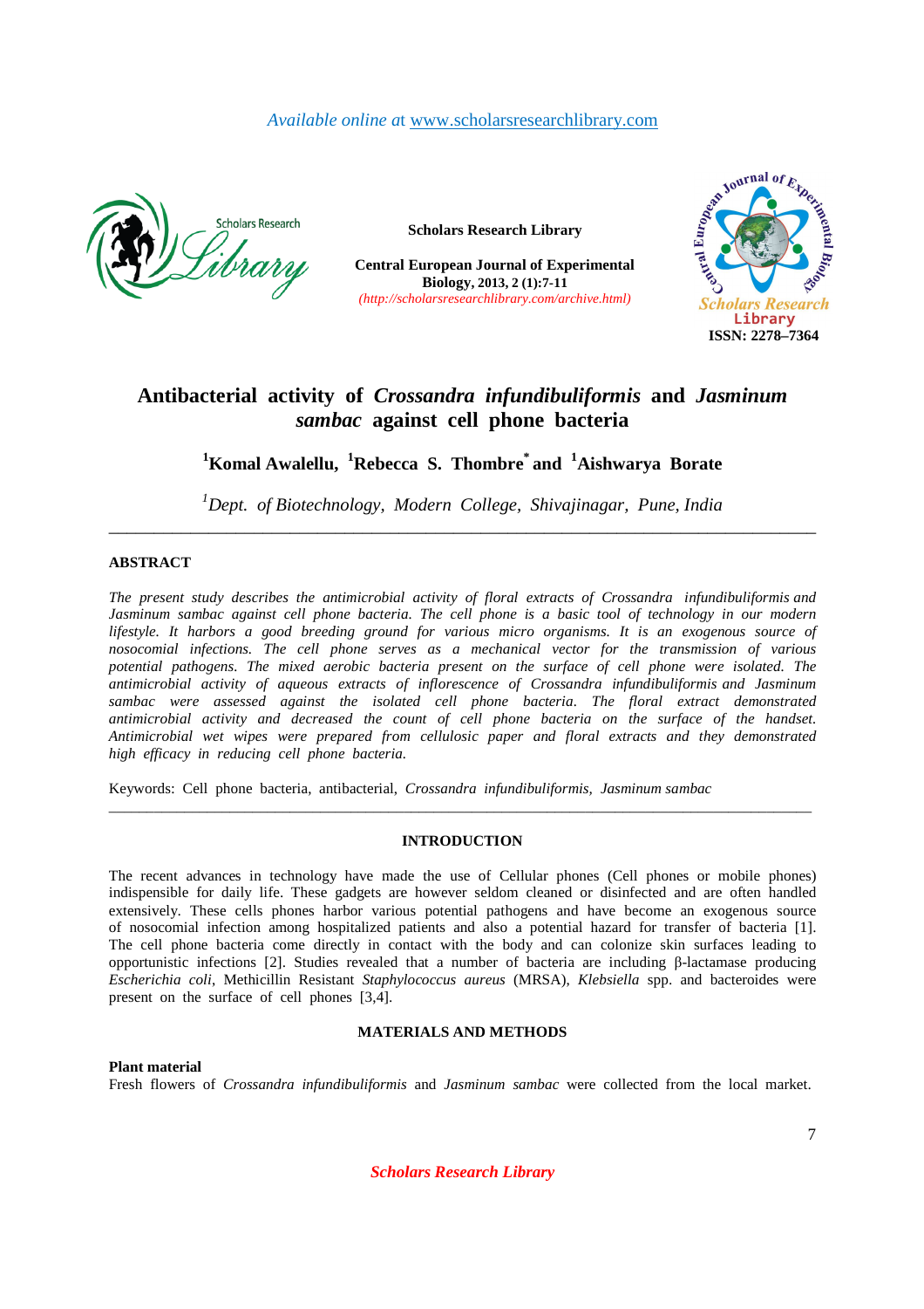Available online at www.scholarsresearchlibrary.com

Scholars Research Library

Central European Journal of Experimental Biology, 2013, 2 (1):7-11
(http://scholarsresearchlibrary.com/archive.html)

ISSN: 2278–7364

# Antibacterial activity of *Crossandra infundibuliformis* and *Jasminum sambac* against cell phone bacteria

[1]Komal Awalellu, [1]Rebecca S. Thombre[*] and [1]Aishwarya Borate

[1]*Dept. of Biotechnology, Modern College, Shivajinagar, Pune, India*

---

## ABSTRACT

*The present study describes the antimicrobial activity of floral extracts of Crossandra infundibuliformis and Jasminum sambac against cell phone bacteria. The cell phone is a basic tool of technology in our modern lifestyle. It harbors a good breeding ground for various micro organisms. It is an exogenous source of nosocomial infections. The cell phone serves as a mechanical vector for the transmission of various potential pathogens. The mixed aerobic bacteria present on the surface of cell phone were isolated. The antimicrobial activity of aqueous extracts of inflorescence of Crossandra infundibuliformis and Jasminum sambac were assessed against the isolated cell phone bacteria. The floral extract demonstrated antimicrobial activity and decreased the count of cell phone bacteria on the surface of the handset. Antimicrobial wet wipes were prepared from cellulosic paper and floral extracts and they demonstrated high efficacy in reducing cell phone bacteria.*

Keywords: Cell phone bacteria, antibacterial, *Crossandra infundibuliformis*, *Jasminum sambac*

---

## INTRODUCTION

The recent advances in technology have made the use of Cellular phones (Cell phones or mobile phones) indispensible for daily life. These gadgets are however seldom cleaned or disinfected and are often handled extensively. These cells phones harbor various potential pathogens and have become an exogenous source of nosocomial infection among hospitalized patients and also a potential hazard for transfer of bacteria [1]. The cell phone bacteria come directly in contact with the body and can colonize skin surfaces leading to opportunistic infections [2]. Studies revealed that a number of bacteria are including β-lactamase producing *Escherichia coli*, Methicillin Resistant *Staphylococcus aureus* (MRSA), *Klebsiella* spp. and bacteroides were present on the surface of cell phones [3,4].

## MATERIALS AND METHODS

**Plant material**

Fresh flowers of *Crossandra infundibuliformis* and *Jasminum sambac* were collected from the local market.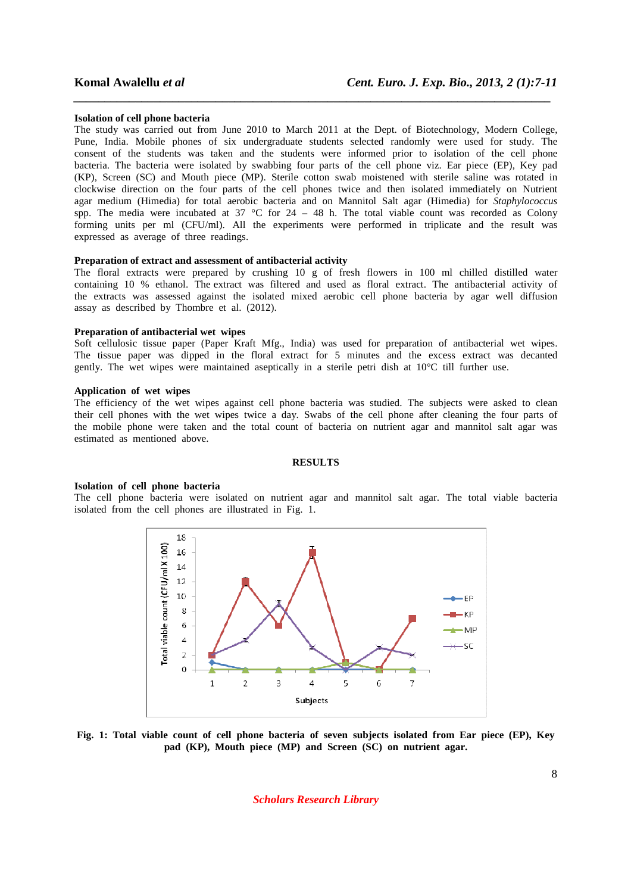### Isolation of cell phone bacteria

The study was carried out from June 2010 to March 2011 at the Dept. of Biotechnology, Modern College, Pune, India. Mobile phones of six undergraduate students selected randomly were used for study. The consent of the students was taken and the students were informed prior to isolation of the cell phone bacteria. The bacteria were isolated by swabbing four parts of the cell phone viz. Ear piece (EP), Key pad (KP), Screen (SC) and Mouth piece (MP). Sterile cotton swab moistened with sterile saline was rotated in clockwise direction on the four parts of the cell phones twice and then isolated immediately on Nutrient agar medium (Himedia) for total aerobic bacteria and on Mannitol Salt agar (Himedia) for *Staphylococcus* spp. The media were incubated at 37 °C for 24 – 48 h. The total viable count was recorded as Colony forming units per ml (CFU/ml). All the experiments were performed in triplicate and the result was expressed as average of three readings.

### Preparation of extract and assessment of antibacterial activity

The floral extracts were prepared by crushing 10 g of fresh flowers in 100 ml chilled distilled water containing 10 % ethanol. The extract was filtered and used as floral extract. The antibacterial activity of the extracts was assessed against the isolated mixed aerobic cell phone bacteria by agar well diffusion assay as described by Thombre et al. (2012).

### Preparation of antibacterial wet wipes

Soft cellulosic tissue paper (Paper Kraft Mfg., India) was used for preparation of antibacterial wet wipes. The tissue paper was dipped in the floral extract for 5 minutes and the excess extract was decanted gently. The wet wipes were maintained aseptically in a sterile petri dish at 10°C till further use.

### Application of wet wipes

The efficiency of the wet wipes against cell phone bacteria was studied. The subjects were asked to clean their cell phones with the wet wipes twice a day. Swabs of the cell phone after cleaning the four parts of the mobile phone were taken and the total count of bacteria on nutrient agar and mannitol salt agar was estimated as mentioned above.

## RESULTS

### Isolation of cell phone bacteria

The cell phone bacteria were isolated on nutrient agar and mannitol salt agar. The total viable bacteria isolated from the cell phones are illustrated in Fig. 1.

**Fig. 1: Total viable count of cell phone bacteria of seven subjects isolated from Ear piece (EP), Key pad (KP), Mouth piece (MP) and Screen (SC) on nutrient agar.**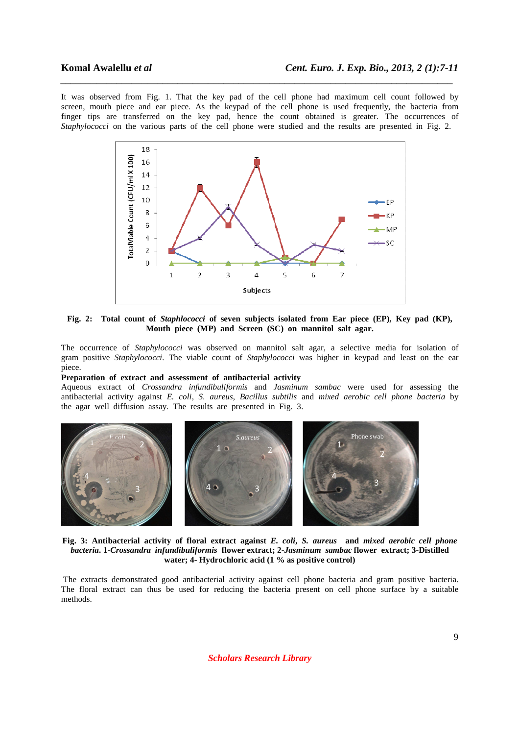It was observed from Fig. 1. That the key pad of the cell phone had maximum cell count followed by screen, mouth piece and ear piece. As the keypad of the cell phone is used frequently, the bacteria from finger tips are transferred on the key pad, hence the count obtained is greater. The occurrences of *Staphylococci* on the various parts of the cell phone were studied and the results are presented in Fig. 2.

**Fig. 2: Total count of *Staphlococci* of seven subjects isolated from Ear piece (EP), Key pad (KP), Mouth piece (MP) and Screen (SC) on mannitol salt agar.**

The occurrence of *Staphylococci* was observed on mannitol salt agar, a selective media for isolation of gram positive *Staphylococci*. The viable count of *Staphylococci* was higher in keypad and least on the ear piece.

**Preparation of extract and assessment of antibacterial activity**

Aqueous extract of *Crossandra infundibuliformis* and *Jasminum sambac* were used for assessing the antibacterial activity against *E. coli*, *S. aureus*, *Bacillus subtilis* and *mixed aerobic cell phone bacteria* by the agar well diffusion assay. The results are presented in Fig. 3.

**Fig. 3: Antibacterial activity of floral extract against *E. coli*, *S. aureus* and *mixed aerobic cell phone bacteria*. 1-*Crossandra infundibuliformis* flower extract; 2-*Jasminum sambac* flower extract; 3-Distilled water; 4- Hydrochloric acid (1 % as positive control)**

The extracts demonstrated good antibacterial activity against cell phone bacteria and gram positive bacteria. The floral extract can thus be used for reducing the bacteria present on cell phone surface by a suitable methods.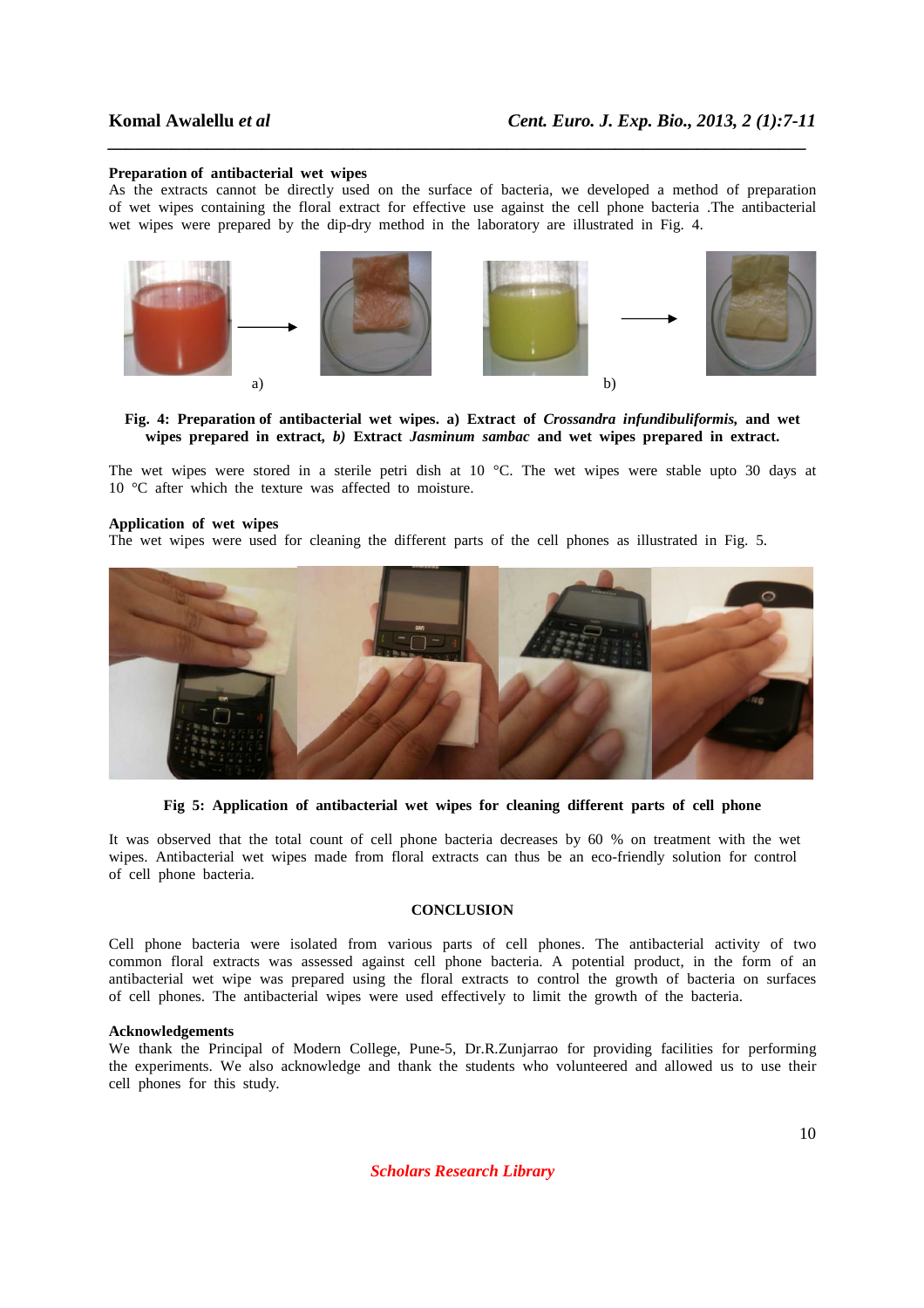**Preparation of antibacterial wet wipes**

As the extracts cannot be directly used on the surface of bacteria, we developed a method of preparation of wet wipes containing the floral extract for effective use against the cell phone bacteria .The antibacterial wet wipes were prepared by the dip-dry method in the laboratory are illustrated in Fig. 4.

**Fig. 4: Preparation of antibacterial wet wipes. a) Extract of *Crossandra infundibuliformis,* and wet wipes prepared in extract, *b)* Extract *Jasminum sambac* and wet wipes prepared in extract.**

The wet wipes were stored in a sterile petri dish at 10 °C. The wet wipes were stable upto 30 days at 10 °C after which the texture was affected to moisture.

**Application of wet wipes**

The wet wipes were used for cleaning the different parts of the cell phones as illustrated in Fig. 5.

**Fig 5: Application of antibacterial wet wipes for cleaning different parts of cell phone**

It was observed that the total count of cell phone bacteria decreases by 60 % on treatment with the wet wipes. Antibacterial wet wipes made from floral extracts can thus be an eco-friendly solution for control of cell phone bacteria.

## CONCLUSION

Cell phone bacteria were isolated from various parts of cell phones. The antibacterial activity of two common floral extracts was assessed against cell phone bacteria. A potential product, in the form of an antibacterial wet wipe was prepared using the floral extracts to control the growth of bacteria on surfaces of cell phones. The antibacterial wipes were used effectively to limit the growth of the bacteria.

**Acknowledgements**

We thank the Principal of Modern College, Pune-5, Dr.R.Zunjarrao for providing facilities for performing the experiments. We also acknowledge and thank the students who volunteered and allowed us to use their cell phones for this study.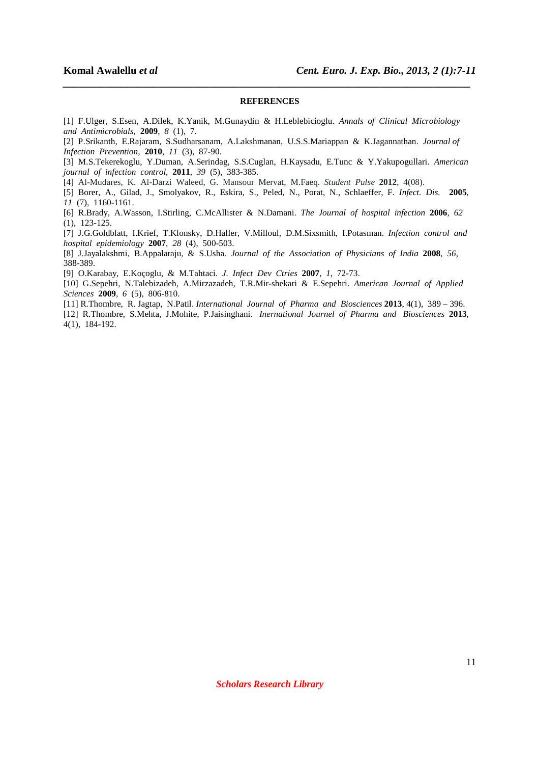## REFERENCES

[1] F.Ulger, S.Esen, A.Dilek, K.Yanik, M.Gunaydin & H.Leblebicioglu. *Annals of Clinical Microbiology and Antimicrobials,* **2009**, *8* (1), 7.

[2] P.Srikanth, E.Rajaram, S.Sudharsanam, A.Lakshmanan, U.S.S.Mariappan & K.Jagannathan. *Journal of Infection Prevention,* **2010**, *11* (3), 87-90.

[3] M.S.Tekerekoglu, Y.Duman, A.Serindag, S.S.Cuglan, H.Kaysadu, E.Tunc & Y.Yakupogullari. *American journal of infection control,* **2011**, *39* (5), 383-385.

[4] Al-Mudares, K. Al-Darzi Waleed, G. Mansour Mervat, M.Faeq. *Student Pulse* **2012**, 4(08).

[5] Borer, A., Gilad, J., Smolyakov, R., Eskira, S., Peled, N., Porat, N., Schlaeffer, F. *Infect. Dis.* **2005**, *11* (7), 1160-1161.

[6] R.Brady, A.Wasson, I.Stirling, C.McAllister & N.Damani. *The Journal of hospital infection* **2006**, *62* (1), 123-125.

[7] J.G.Goldblatt, I.Krief, T.Klonsky, D.Haller, V.Milloul, D.M.Sixsmith, I.Potasman. *Infection control and hospital epidemiology* **2007**, *28* (4), 500-503.

[8] J.Jayalakshmi, B.Appalaraju, & S.Usha. *Journal of the Association of Physicians of India* **2008**, *56*, 388-389.

[9] O.Karabay, E.Koçoglu, & M.Tahtaci. *J. Infect Dev Ctries* **2007**, *1*, 72-73.

[10] G.Sepehri, N.Talebizadeh, A.Mirzazadeh, T.R.Mir-shekari & E.Sepehri. *American Journal of Applied Sciences* **2009**, *6* (5), 806-810.

[11] R.Thombre, R. Jagtap, N.Patil. *International Journal of Pharma and Biosciences* **2013**, 4(1), 389 – 396.

[12] R.Thombre, S.Mehta, J.Mohite, P.Jaisinghani. *Inernational Journel of Pharma and Biosciences* **2013**, 4(1), 184-192.